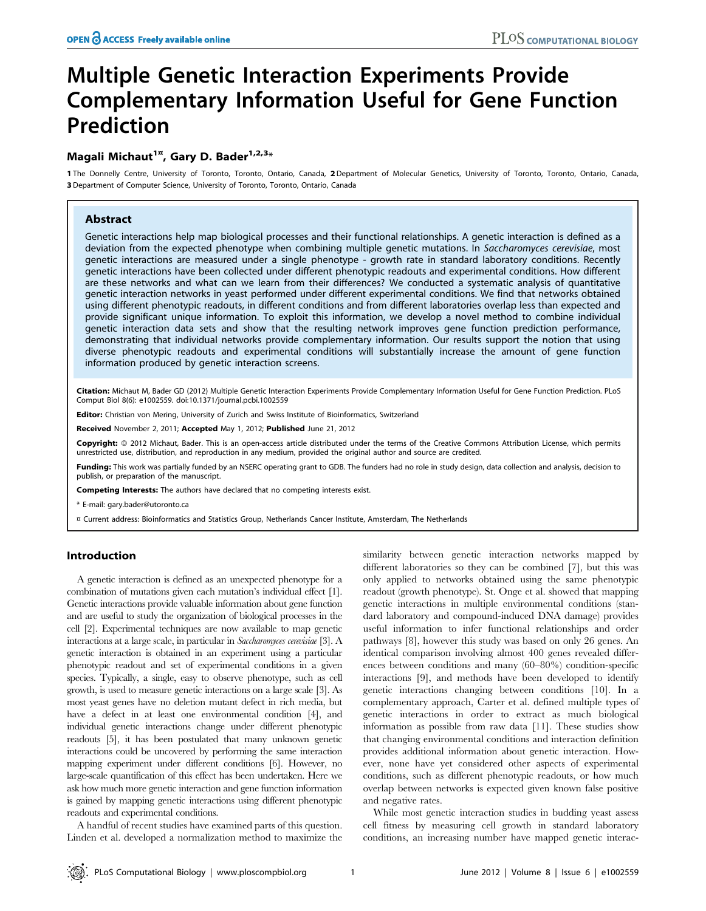# Multiple Genetic Interaction Experiments Provide Complementary Information Useful for Gene Function Prediction

**Magali Michaut[1¤], Gary D. Bader[1,2,3*]**

**1** The Donnelly Centre, University of Toronto, Toronto, Ontario, Canada, **2** Department of Molecular Genetics, University of Toronto, Toronto, Ontario, Canada, **3** Department of Computer Science, University of Toronto, Toronto, Ontario, Canada

## Abstract

Genetic interactions help map biological processes and their functional relationships. A genetic interaction is defined as a deviation from the expected phenotype when combining multiple genetic mutations. In *Saccharomyces cerevisiae*, most genetic interactions are measured under a single phenotype - growth rate in standard laboratory conditions. Recently genetic interactions have been collected under different phenotypic readouts and experimental conditions. How different are these networks and what can we learn from their differences? We conducted a systematic analysis of quantitative genetic interaction networks in yeast performed under different experimental conditions. We find that networks obtained using different phenotypic readouts, in different conditions and from different laboratories overlap less than expected and provide significant unique information. To exploit this information, we develop a novel method to combine individual genetic interaction data sets and show that the resulting network improves gene function prediction performance, demonstrating that individual networks provide complementary information. Our results support the notion that using diverse phenotypic readouts and experimental conditions will substantially increase the amount of gene function information produced by genetic interaction screens.

**Citation:** Michaut M, Bader GD (2012) Multiple Genetic Interaction Experiments Provide Complementary Information Useful for Gene Function Prediction. PLoS Comput Biol 8(6): e1002559. doi:10.1371/journal.pcbi.1002559

**Editor:** Christian von Mering, University of Zurich and Swiss Institute of Bioinformatics, Switzerland

**Received** November 2, 2011; **Accepted** May 1, 2012; **Published** June 21, 2012

**Copyright:** © 2012 Michaut, Bader. This is an open-access article distributed under the terms of the Creative Commons Attribution License, which permits unrestricted use, distribution, and reproduction in any medium, provided the original author and source are credited.

**Funding:** This work was partially funded by an NSERC operating grant to GDB. The funders had no role in study design, data collection and analysis, decision to publish, or preparation of the manuscript.

**Competing Interests:** The authors have declared that no competing interests exist.

\* E-mail: gary.bader@utoronto.ca

¤ Current address: Bioinformatics and Statistics Group, Netherlands Cancer Institute, Amsterdam, The Netherlands

## Introduction

A genetic interaction is defined as an unexpected phenotype for a combination of mutations given each mutation's individual effect [1]. Genetic interactions provide valuable information about gene function and are useful to study the organization of biological processes in the cell [2]. Experimental techniques are now available to map genetic interactions at a large scale, in particular in *Saccharomyces cerevisiae* [3]. A genetic interaction is obtained in an experiment using a particular phenotypic readout and set of experimental conditions in a given species. Typically, a single, easy to observe phenotype, such as cell growth, is used to measure genetic interactions on a large scale [3]. As most yeast genes have no deletion mutant defect in rich media, but have a defect in at least one environmental condition [4], and individual genetic interactions change under different phenotypic readouts [5], it has been postulated that many unknown genetic interactions could be uncovered by performing the same interaction mapping experiment under different conditions [6]. However, no large-scale quantification of this effect has been undertaken. Here we ask how much more genetic interaction and gene function information is gained by mapping genetic interactions using different phenotypic readouts and experimental conditions.

A handful of recent studies have examined parts of this question. Linden et al. developed a normalization method to maximize the similarity between genetic interaction networks mapped by different laboratories so they can be combined [7], but this was only applied to networks obtained using the same phenotypic readout (growth phenotype). St. Onge et al. showed that mapping genetic interactions in multiple environmental conditions (standard laboratory and compound-induced DNA damage) provides useful information to infer functional relationships and order pathways [8], however this study was based on only 26 genes. An identical comparison involving almost 400 genes revealed differences between conditions and many (60–80%) condition-specific interactions [9], and methods have been developed to identify genetic interactions changing between conditions [10]. In a complementary approach, Carter et al. defined multiple types of genetic interactions in order to extract as much biological information as possible from raw data [11]. These studies show that changing environmental conditions and interaction definition provides additional information about genetic interaction. However, none have yet considered other aspects of experimental conditions, such as different phenotypic readouts, or how much overlap between networks is expected given known false positive and negative rates.

While most genetic interaction studies in budding yeast assess cell fitness by measuring cell growth in standard laboratory conditions, an increasing number have mapped genetic interac-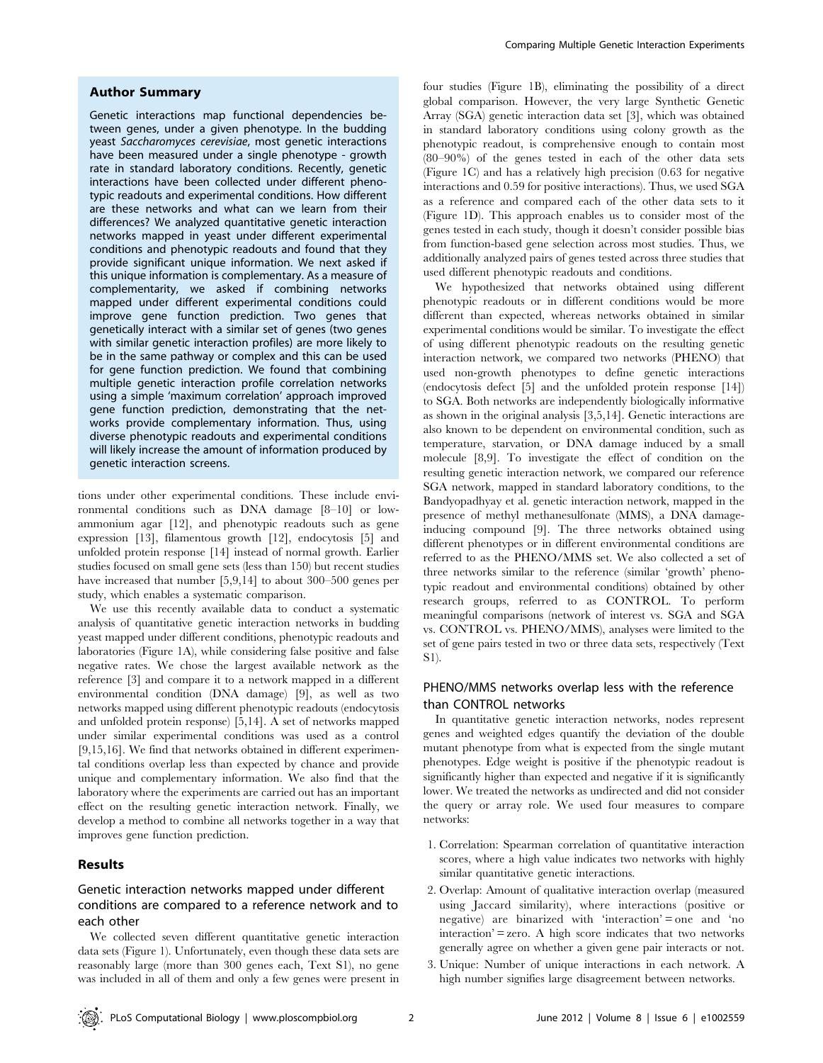## Author Summary

Genetic interactions map functional dependencies between genes, under a given phenotype. In the budding yeast *Saccharomyces cerevisiae*, most genetic interactions have been measured under a single phenotype - growth rate in standard laboratory conditions. Recently, genetic interactions have been collected under different phenotypic readouts and experimental conditions. How different are these networks and what can we learn from their differences? We analyzed quantitative genetic interaction networks mapped in yeast under different experimental conditions and phenotypic readouts and found that they provide significant unique information. We next asked if this unique information is complementary. As a measure of complementarity, we asked if combining networks mapped under different experimental conditions could improve gene function prediction. Two genes that genetically interact with a similar set of genes (two genes with similar genetic interaction profiles) are more likely to be in the same pathway or complex and this can be used for gene function prediction. We found that combining multiple genetic interaction profile correlation networks using a simple 'maximum correlation' approach improved gene function prediction, demonstrating that the networks provide complementary information. Thus, using diverse phenotypic readouts and experimental conditions will likely increase the amount of information produced by genetic interaction screens.

tions under other experimental conditions. These include environmental conditions such as DNA damage [8–10] or low-ammonium agar [12], and phenotypic readouts such as gene expression [13], filamentous growth [12], endocytosis [5] and unfolded protein response [14] instead of normal growth. Earlier studies focused on small gene sets (less than 150) but recent studies have increased that number [5,9,14] to about 300–500 genes per study, which enables a systematic comparison.

We use this recently available data to conduct a systematic analysis of quantitative genetic interaction networks in budding yeast mapped under different conditions, phenotypic readouts and laboratories (Figure 1A), while considering false positive and false negative rates. We chose the largest available network as the reference [3] and compare it to a network mapped in a different environmental condition (DNA damage) [9], as well as two networks mapped using different phenotypic readouts (endocytosis and unfolded protein response) [5,14]. A set of networks mapped under similar experimental conditions was used as a control [9,15,16]. We find that networks obtained in different experimental conditions overlap less than expected by chance and provide unique and complementary information. We also find that the laboratory where the experiments are carried out has an important effect on the resulting genetic interaction network. Finally, we develop a method to combine all networks together in a way that improves gene function prediction.

## Results

### Genetic interaction networks mapped under different conditions are compared to a reference network and to each other

We collected seven different quantitative genetic interaction data sets (Figure 1). Unfortunately, even though these data sets are reasonably large (more than 300 genes each, Text S1), no gene was included in all of them and only a few genes were present in four studies (Figure 1B), eliminating the possibility of a direct global comparison. However, the very large Synthetic Genetic Array (SGA) genetic interaction data set [3], which was obtained in standard laboratory conditions using colony growth as the phenotypic readout, is comprehensive enough to contain most (80–90%) of the genes tested in each of the other data sets (Figure 1C) and has a relatively high precision (0.63 for negative interactions and 0.59 for positive interactions). Thus, we used SGA as a reference and compared each of the other data sets to it (Figure 1D). This approach enables us to consider most of the genes tested in each study, though it doesn't consider possible bias from function-based gene selection across most studies. Thus, we additionally analyzed pairs of genes tested across three studies that used different phenotypic readouts and conditions.

We hypothesized that networks obtained using different phenotypic readouts or in different conditions would be more different than expected, whereas networks obtained in similar experimental conditions would be similar. To investigate the effect of using different phenotypic readouts on the resulting genetic interaction network, we compared two networks (PHENO) that used non-growth phenotypes to define genetic interactions (endocytosis defect [5] and the unfolded protein response [14]) to SGA. Both networks are independently biologically informative as shown in the original analysis [3,5,14]. Genetic interactions are also known to be dependent on environmental condition, such as temperature, starvation, or DNA damage induced by a small molecule [8,9]. To investigate the effect of condition on the resulting genetic interaction network, we compared our reference SGA network, mapped in standard laboratory conditions, to the Bandyopadhyay et al. genetic interaction network, mapped in the presence of methyl methanesulfonate (MMS), a DNA damage-inducing compound [9]. The three networks obtained using different phenotypes or in different environmental conditions are referred to as the PHENO/MMS set. We also collected a set of three networks similar to the reference (similar 'growth' phenotypic readout and environmental conditions) obtained by other research groups, referred to as CONTROL. To perform meaningful comparisons (network of interest vs. SGA and SGA vs. CONTROL vs. PHENO/MMS), analyses were limited to the set of gene pairs tested in two or three data sets, respectively (Text S1).

### PHENO/MMS networks overlap less with the reference than CONTROL networks

In quantitative genetic interaction networks, nodes represent genes and weighted edges quantify the deviation of the double mutant phenotype from what is expected from the single mutant phenotypes. Edge weight is positive if the phenotypic readout is significantly higher than expected and negative if it is significantly lower. We treated the networks as undirected and did not consider the query or array role. We used four measures to compare networks:

1. Correlation: Spearman correlation of quantitative interaction scores, where a high value indicates two networks with highly similar quantitative genetic interactions.
2. Overlap: Amount of qualitative interaction overlap (measured using Jaccard similarity), where interactions (positive or negative) are binarized with 'interaction' = one and 'no interaction' = zero. A high score indicates that two networks generally agree on whether a given gene pair interacts or not.
3. Unique: Number of unique interactions in each network. A high number signifies large disagreement between networks.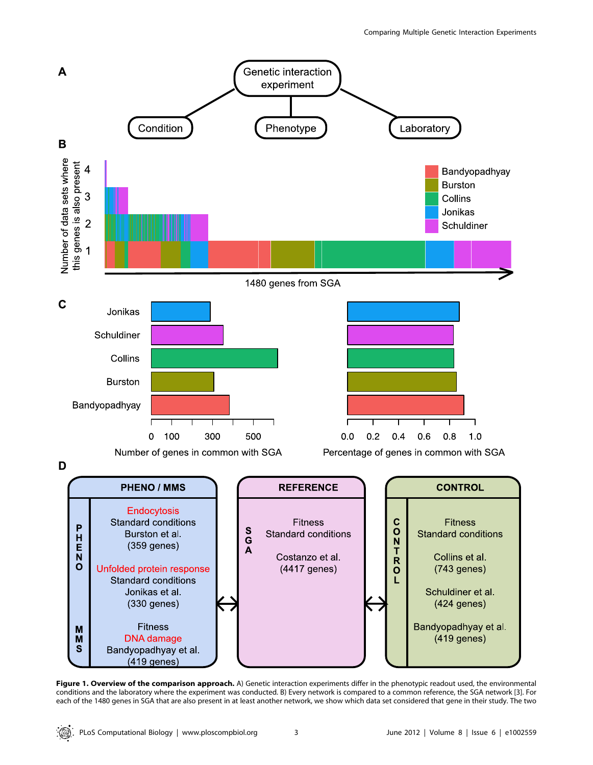**Figure 1. Overview of the comparison approach.** A) Genetic interaction experiments differ in the phenotypic readout used, the environmental conditions and the laboratory where the experiment was conducted. B) Every network is compared to a common reference, the SGA network [3]. For each of the 1480 genes in SGA that are also present in at least another network, we show which data set considered that gene in their study. The two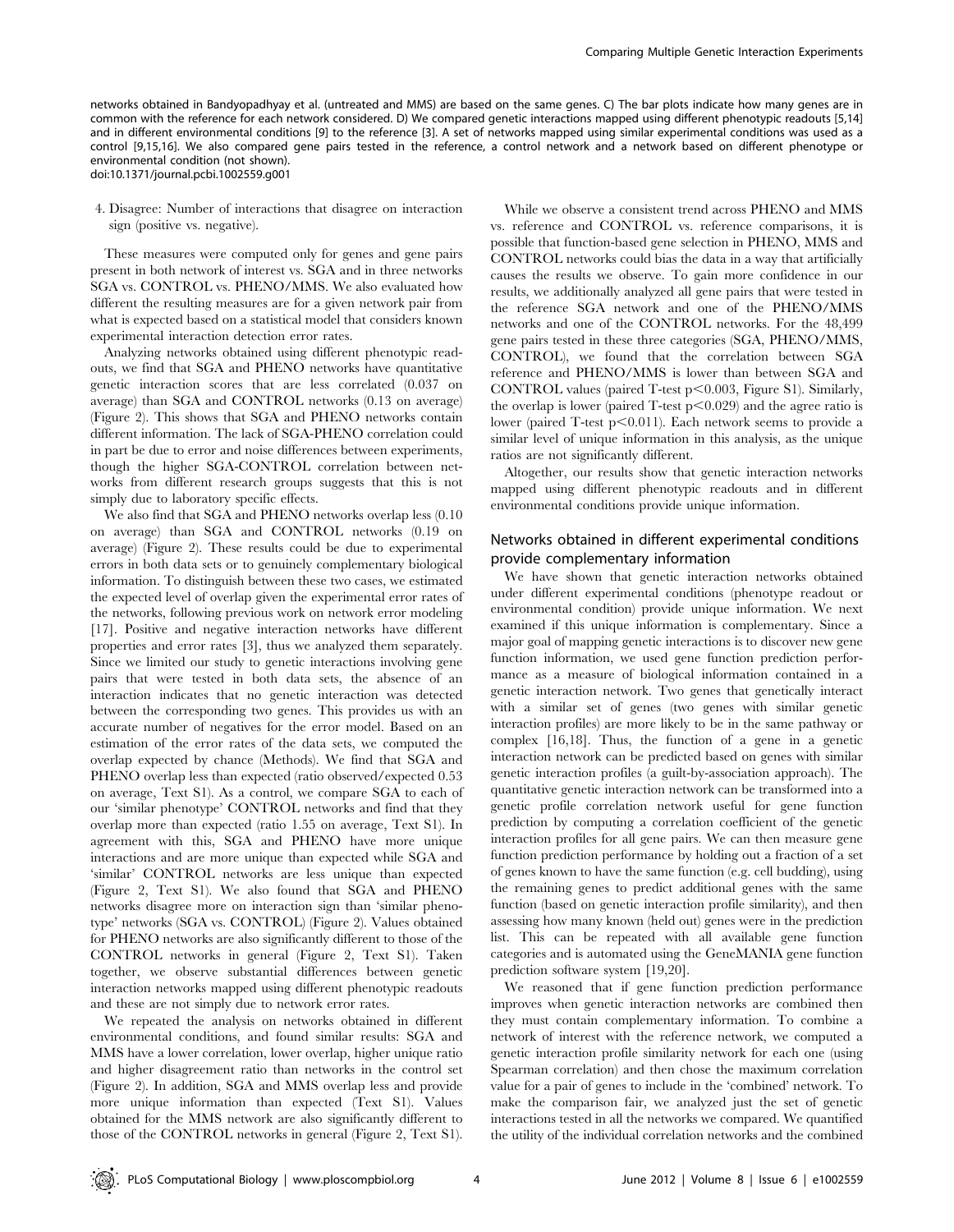networks obtained in Bandyopadhyay et al. (untreated and MMS) are based on the same genes. C) The bar plots indicate how many genes are in common with the reference for each network considered. D) We compared genetic interactions mapped using different phenotypic readouts [5,14] and in different environmental conditions [9] to the reference [3]. A set of networks mapped using similar experimental conditions was used as a control [9,15,16]. We also compared gene pairs tested in the reference, a control network and a network based on different phenotype or environmental condition (not shown).
doi:10.1371/journal.pcbi.1002559.g001

4. Disagree: Number of interactions that disagree on interaction sign (positive vs. negative).

These measures were computed only for genes and gene pairs present in both network of interest vs. SGA and in three networks SGA vs. CONTROL vs. PHENO/MMS. We also evaluated how different the resulting measures are for a given network pair from what is expected based on a statistical model that considers known experimental interaction detection error rates.

Analyzing networks obtained using different phenotypic readouts, we find that SGA and PHENO networks have quantitative genetic interaction scores that are less correlated (0.037 on average) than SGA and CONTROL networks (0.13 on average) (Figure 2). This shows that SGA and PHENO networks contain different information. The lack of SGA-PHENO correlation could in part be due to error and noise differences between experiments, though the higher SGA-CONTROL correlation between networks from different research groups suggests that this is not simply due to laboratory specific effects.

We also find that SGA and PHENO networks overlap less (0.10 on average) than SGA and CONTROL networks (0.19 on average) (Figure 2). These results could be due to experimental errors in both data sets or to genuinely complementary biological information. To distinguish between these two cases, we estimated the expected level of overlap given the experimental error rates of the networks, following previous work on network error modeling [17]. Positive and negative interaction networks have different properties and error rates [3], thus we analyzed them separately. Since we limited our study to genetic interactions involving gene pairs that were tested in both data sets, the absence of an interaction indicates that no genetic interaction was detected between the corresponding two genes. This provides us with an accurate number of negatives for the error model. Based on an estimation of the error rates of the data sets, we computed the overlap expected by chance (Methods). We find that SGA and PHENO overlap less than expected (ratio observed/expected 0.53 on average, Text S1). As a control, we compare SGA to each of our 'similar phenotype' CONTROL networks and find that they overlap more than expected (ratio 1.55 on average, Text S1). In agreement with this, SGA and PHENO have more unique interactions and are more unique than expected while SGA and 'similar' CONTROL networks are less unique than expected (Figure 2, Text S1). We also found that SGA and PHENO networks disagree more on interaction sign than 'similar phenotype' networks (SGA vs. CONTROL) (Figure 2). Values obtained for PHENO networks are also significantly different to those of the CONTROL networks in general (Figure 2, Text S1). Taken together, we observe substantial differences between genetic interaction networks mapped using different phenotypic readouts and these are not simply due to network error rates.

We repeated the analysis on networks obtained in different environmental conditions, and found similar results: SGA and MMS have a lower correlation, lower overlap, higher unique ratio and higher disagreement ratio than networks in the control set (Figure 2). In addition, SGA and MMS overlap less and provide more unique information than expected (Text S1). Values obtained for the MMS network are also significantly different to those of the CONTROL networks in general (Figure 2, Text S1).

While we observe a consistent trend across PHENO and MMS vs. reference and CONTROL vs. reference comparisons, it is possible that function-based gene selection in PHENO, MMS and CONTROL networks could bias the data in a way that artificially causes the results we observe. To gain more confidence in our results, we additionally analyzed all gene pairs that were tested in the reference SGA network and one of the PHENO/MMS networks and one of the CONTROL networks. For the 48,499 gene pairs tested in these three categories (SGA, PHENO/MMS, CONTROL), we found that the correlation between SGA reference and PHENO/MMS is lower than between SGA and CONTROL values (paired T-test $p<0.003$, Figure S1). Similarly, the overlap is lower (paired T-test $p<0.029$) and the agree ratio is lower (paired T-test $p<0.011$). Each network seems to provide a similar level of unique information in this analysis, as the unique ratios are not significantly different.

Altogether, our results show that genetic interaction networks mapped using different phenotypic readouts and in different environmental conditions provide unique information.

## Networks obtained in different experimental conditions provide complementary information

We have shown that genetic interaction networks obtained under different experimental conditions (phenotype readout or environmental condition) provide unique information. We next examined if this unique information is complementary. Since a major goal of mapping genetic interactions is to discover new gene function information, we used gene function prediction performance as a measure of biological information contained in a genetic interaction network. Two genes that genetically interact with a similar set of genes (two genes with similar genetic interaction profiles) are more likely to be in the same pathway or complex [16,18]. Thus, the function of a gene in a genetic interaction network can be predicted based on genes with similar genetic interaction profiles (a guilt-by-association approach). The quantitative genetic interaction network can be transformed into a genetic profile correlation network useful for gene function prediction by computing a correlation coefficient of the genetic interaction profiles for all gene pairs. We can then measure gene function prediction performance by holding out a fraction of a set of genes known to have the same function (e.g. cell budding), using the remaining genes to predict additional genes with the same function (based on genetic interaction profile similarity), and then assessing how many known (held out) genes were in the prediction list. This can be repeated with all available gene function categories and is automated using the GeneMANIA gene function prediction software system [19,20].

We reasoned that if gene function prediction performance improves when genetic interaction networks are combined then they must contain complementary information. To combine a network of interest with the reference network, we computed a genetic interaction profile similarity network for each one (using Spearman correlation) and then chose the maximum correlation value for a pair of genes to include in the 'combined' network. To make the comparison fair, we analyzed just the set of genetic interactions tested in all the networks we compared. We quantified the utility of the individual correlation networks and the combined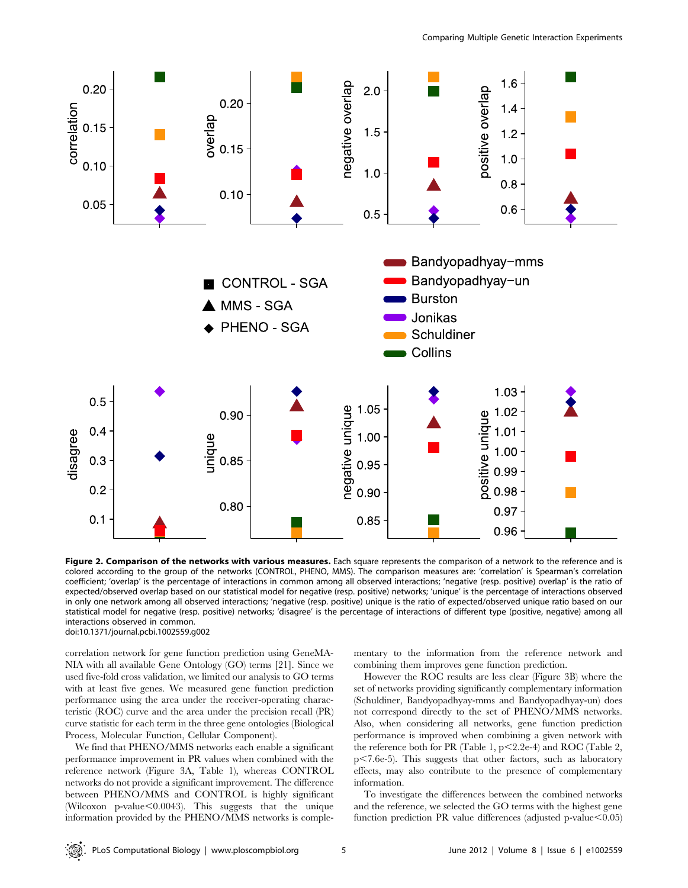**Figure 2. Comparison of the networks with various measures.** Each square represents the comparison of a network to the reference and is colored according to the group of the networks (CONTROL, PHENO, MMS). The comparison measures are: 'correlation' is Spearman's correlation coefficient; 'overlap' is the percentage of interactions in common among all observed interactions; 'negative (resp. positive) overlap' is the ratio of expected/observed overlap based on our statistical model for negative (resp. positive) networks; 'unique' is the percentage of interactions observed in only one network among all observed interactions; 'negative (resp. positive) unique is the ratio of expected/observed unique ratio based on our statistical model for negative (resp. positive) networks; 'disagree' is the percentage of interactions of different type (positive, negative) among all interactions observed in common.
doi:10.1371/journal.pcbi.1002559.g002

correlation network for gene function prediction using GeneMANIA with all available Gene Ontology (GO) terms [21]. Since we used five-fold cross validation, we limited our analysis to GO terms with at least five genes. We measured gene function prediction performance using the area under the receiver-operating characteristic (ROC) curve and the area under the precision recall (PR) curve statistic for each term in the three gene ontologies (Biological Process, Molecular Function, Cellular Component).

We find that PHENO/MMS networks each enable a significant performance improvement in PR values when combined with the reference network (Figure 3A, Table 1), whereas CONTROL networks do not provide a significant improvement. The difference between PHENO/MMS and CONTROL is highly significant (Wilcoxon p-value$<$0.0043). This suggests that the unique information provided by the PHENO/MMS networks is complementary to the information from the reference network and combining them improves gene function prediction.

However the ROC results are less clear (Figure 3B) where the set of networks providing significantly complementary information (Schuldiner, Bandyopadhyay-mms and Bandyopadhyay-un) does not correspond directly to the set of PHENO/MMS networks. Also, when considering all networks, gene function prediction performance is improved when combining a given network with the reference both for PR (Table 1, p$<$2.2e-4) and ROC (Table 2, p$<$7.6e-5). This suggests that other factors, such as laboratory effects, may also contribute to the presence of complementary information.

To investigate the differences between the combined networks and the reference, we selected the GO terms with the highest gene function prediction PR value differences (adjusted p-value$<$0.05)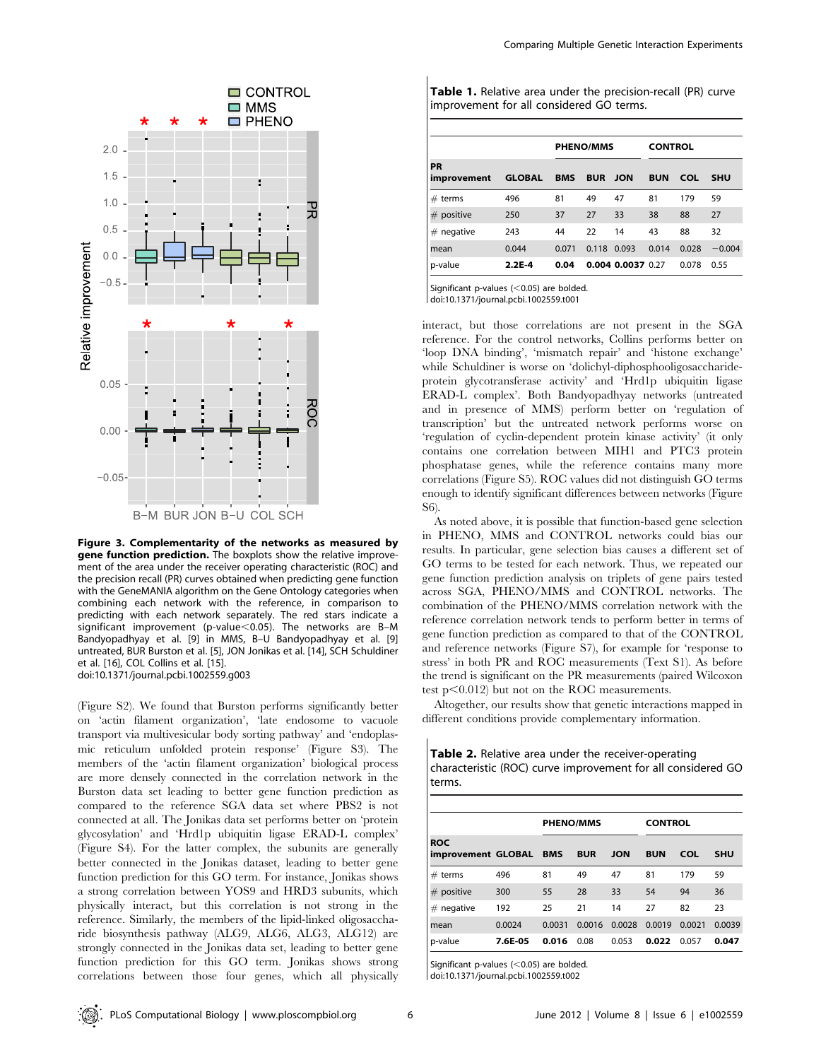**Figure 3. Complementarity of the networks as measured by gene function prediction.** The boxplots show the relative improvement of the area under the receiver operating characteristic (ROC) and the precision recall (PR) curves obtained when predicting gene function with the GeneMANIA algorithm on the Gene Ontology categories when combining each network with the reference, in comparison to predicting with each network separately. The red stars indicate a significant improvement (p-value<0.05). The networks are B–M Bandyopadhyay et al. [9] in MMS, B–U Bandyopadhyay et al. [9] untreated, BUR Burston et al. [5], JON Jonikas et al. [14], SCH Schuldiner et al. [16], COL Collins et al. [15].
doi:10.1371/journal.pcbi.1002559.g003

(Figure S2). We found that Burston performs significantly better on 'actin filament organization', 'late endosome to vacuole transport via multivesicular body sorting pathway' and 'endoplasmic reticulum unfolded protein response' (Figure S3). The members of the 'actin filament organization' biological process are more densely connected in the correlation network in the Burston data set leading to better gene function prediction as compared to the reference SGA data set where PBS2 is not connected at all. The Jonikas data set performs better on 'protein glycosylation' and 'Hrd1p ubiquitin ligase ERAD-L complex' (Figure S4). For the latter complex, the subunits are generally better connected in the Jonikas dataset, leading to better gene function prediction for this GO term. For instance, Jonikas shows a strong correlation between YOS9 and HRD3 subunits, which physically interact, but this correlation is not strong in the reference. Similarly, the members of the lipid-linked oligosaccharide biosynthesis pathway (ALG9, ALG6, ALG3, ALG12) are strongly connected in the Jonikas data set, leading to better gene function prediction for this GO term. Jonikas shows strong correlations between those four genes, which all physically interact, but those correlations are not present in the SGA reference. For the control networks, Collins performs better on 'loop DNA binding', 'mismatch repair' and 'histone exchange' while Schuldiner is worse on 'dolichyl-diphosphooligosaccharide-protein glycotransferase activity' and 'Hrd1p ubiquitin ligase ERAD-L complex'. Both Bandyopadhyay networks (untreated and in presence of MMS) perform better on 'regulation of transcription' but the untreated network performs worse on 'regulation of cyclin-dependent protein kinase activity' (it only contains one correlation between MIH1 and PTC3 protein phosphatase genes, while the reference contains many more correlations (Figure S5). ROC values did not distinguish GO terms enough to identify significant differences between networks (Figure S6).

As noted above, it is possible that function-based gene selection in PHENO, MMS and CONTROL networks could bias our results. In particular, gene selection bias causes a different set of GO terms to be tested for each network. Thus, we repeated our gene function prediction analysis on triplets of gene pairs tested across SGA, PHENO/MMS and CONTROL networks. The combination of the PHENO/MMS correlation network with the reference correlation network tends to perform better in terms of gene function prediction as compared to that of the CONTROL and reference networks (Figure S7), for example for 'response to stress' in both PR and ROC measurements (Text S1). As before the trend is significant on the PR measurements (paired Wilcoxon test p<0.012) but not on the ROC measurements.

Altogether, our results show that genetic interactions mapped in different conditions provide complementary information.

**Table 1.** Relative area under the precision-recall (PR) curve improvement for all considered GO terms.

| PR improvement | GLOBAL | PHENO/MMS BMS | BUR | JON | CONTROL BUN | COL | SHU |
|---|---|---|---|---|---|---|---|
| # terms | 496 | 81 | 49 | 47 | 81 | 179 | 59 |
| # positive | 250 | 37 | 27 | 33 | 38 | 88 | 27 |
| # negative | 243 | 44 | 22 | 14 | 43 | 88 | 32 |
| mean | 0.044 | 0.071 | 0.118 | 0.093 | 0.014 | 0.028 | −0.004 |
| p-value | **2.2E-4** | **0.04** | **0.004** | **0.0037** | 0.27 | 0.078 | 0.55 |

Significant p-values (<0.05) are bolded.
doi:10.1371/journal.pcbi.1002559.t001

**Table 2.** Relative area under the receiver-operating characteristic (ROC) curve improvement for all considered GO terms.

| ROC improvement | GLOBAL | PHENO/MMS BMS | BUR | JON | CONTROL BUN | COL | SHU |
|---|---|---|---|---|---|---|---|
| # terms | 496 | 81 | 49 | 47 | 81 | 179 | 59 |
| # positive | 300 | 55 | 28 | 33 | 54 | 94 | 36 |
| # negative | 192 | 25 | 21 | 14 | 27 | 82 | 23 |
| mean | 0.0024 | 0.0031 | 0.0016 | 0.0028 | 0.0019 | 0.0021 | 0.0039 |
| p-value | **7.6E-05** | **0.016** | 0.08 | 0.053 | **0.022** | 0.057 | **0.047** |

Significant p-values (<0.05) are bolded.
doi:10.1371/journal.pcbi.1002559.t002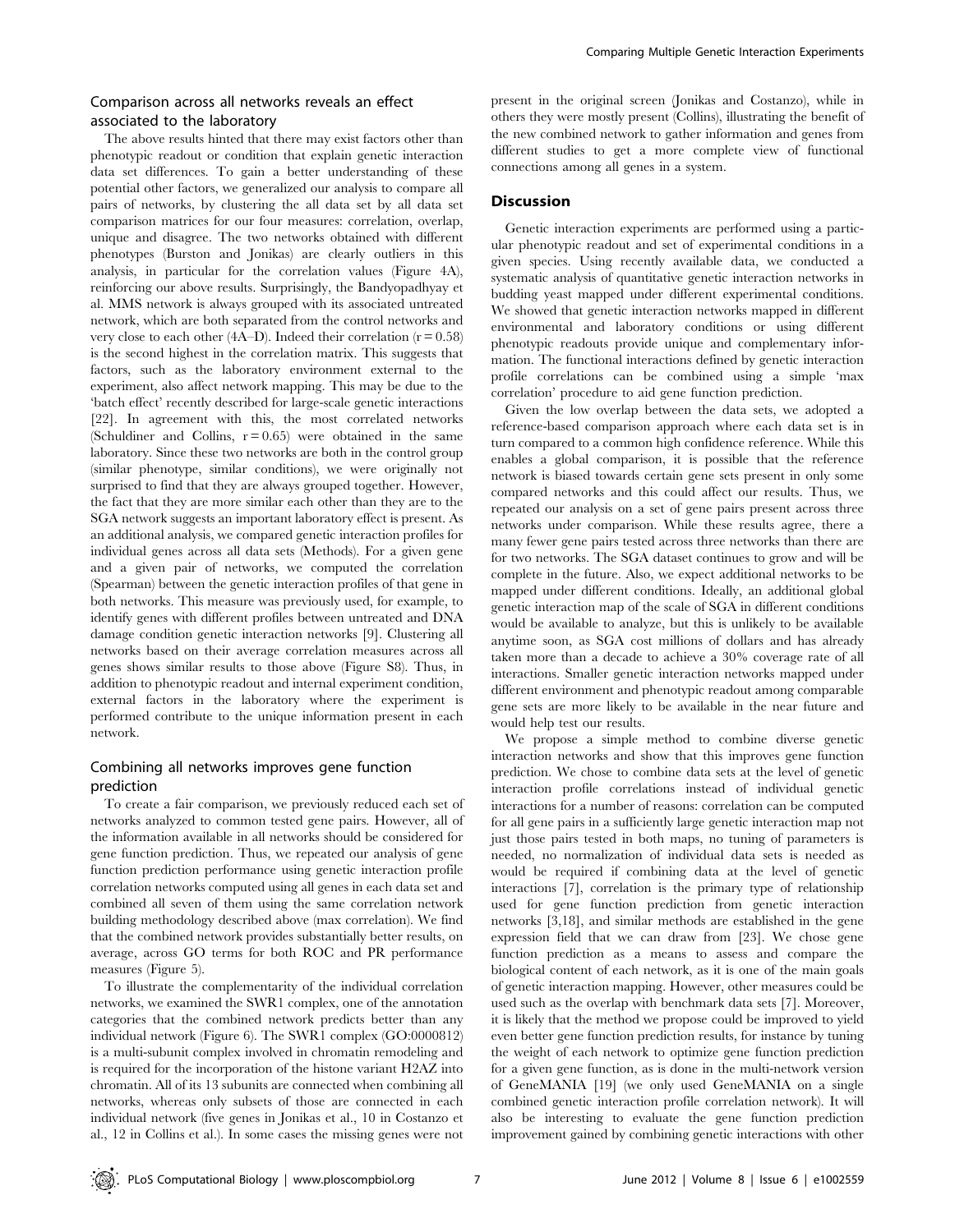### Comparison across all networks reveals an effect associated to the laboratory

The above results hinted that there may exist factors other than phenotypic readout or condition that explain genetic interaction data set differences. To gain a better understanding of these potential other factors, we generalized our analysis to compare all pairs of networks, by clustering the all data set by all data set comparison matrices for our four measures: correlation, overlap, unique and disagree. The two networks obtained with different phenotypes (Burston and Jonikas) are clearly outliers in this analysis, in particular for the correlation values (Figure 4A), reinforcing our above results. Surprisingly, the Bandyopadhyay et al. MMS network is always grouped with its associated untreated network, which are both separated from the control networks and very close to each other (4A–D). Indeed their correlation ($r = 0.58$) is the second highest in the correlation matrix. This suggests that factors, such as the laboratory environment external to the experiment, also affect network mapping. This may be due to the 'batch effect' recently described for large-scale genetic interactions [22]. In agreement with this, the most correlated networks (Schuldiner and Collins, $r = 0.65$) were obtained in the same laboratory. Since these two networks are both in the control group (similar phenotype, similar conditions), we were originally not surprised to find that they are always grouped together. However, the fact that they are more similar each other than they are to the SGA network suggests an important laboratory effect is present. As an additional analysis, we compared genetic interaction profiles for individual genes across all data sets (Methods). For a given gene and a given pair of networks, we computed the correlation (Spearman) between the genetic interaction profiles of that gene in both networks. This measure was previously used, for example, to identify genes with different profiles between untreated and DNA damage condition genetic interaction networks [9]. Clustering all networks based on their average correlation measures across all genes shows similar results to those above (Figure S8). Thus, in addition to phenotypic readout and internal experiment condition, external factors in the laboratory where the experiment is performed contribute to the unique information present in each network.

### Combining all networks improves gene function prediction

To create a fair comparison, we previously reduced each set of networks analyzed to common tested gene pairs. However, all of the information available in all networks should be considered for gene function prediction. Thus, we repeated our analysis of gene function prediction performance using genetic interaction profile correlation networks computed using all genes in each data set and combined all seven of them using the same correlation network building methodology described above (max correlation). We find that the combined network provides substantially better results, on average, across GO terms for both ROC and PR performance measures (Figure 5).

To illustrate the complementarity of the individual correlation networks, we examined the SWR1 complex, one of the annotation categories that the combined network predicts better than any individual network (Figure 6). The SWR1 complex (GO:0000812) is a multi-subunit complex involved in chromatin remodeling and is required for the incorporation of the histone variant H2AZ into chromatin. All of its 13 subunits are connected when combining all networks, whereas only subsets of those are connected in each individual network (five genes in Jonikas et al., 10 in Costanzo et al., 12 in Collins et al.). In some cases the missing genes were not present in the original screen (Jonikas and Costanzo), while in others they were mostly present (Collins), illustrating the benefit of the new combined network to gather information and genes from different studies to get a more complete view of functional connections among all genes in a system.

## Discussion

Genetic interaction experiments are performed using a particular phenotypic readout and set of experimental conditions in a given species. Using recently available data, we conducted a systematic analysis of quantitative genetic interaction networks in budding yeast mapped under different experimental conditions. We showed that genetic interaction networks mapped in different environmental and laboratory conditions or using different phenotypic readouts provide unique and complementary information. The functional interactions defined by genetic interaction profile correlations can be combined using a simple 'max correlation' procedure to aid gene function prediction.

Given the low overlap between the data sets, we adopted a reference-based comparison approach where each data set is in turn compared to a common high confidence reference. While this enables a global comparison, it is possible that the reference network is biased towards certain gene sets present in only some compared networks and this could affect our results. Thus, we repeated our analysis on a set of gene pairs present across three networks under comparison. While these results agree, there a many fewer gene pairs tested across three networks than there are for two networks. The SGA dataset continues to grow and will be complete in the future. Also, we expect additional networks to be mapped under different conditions. Ideally, an additional global genetic interaction map of the scale of SGA in different conditions would be available to analyze, but this is unlikely to be available anytime soon, as SGA cost millions of dollars and has already taken more than a decade to achieve a 30% coverage rate of all interactions. Smaller genetic interaction networks mapped under different environment and phenotypic readout among comparable gene sets are more likely to be available in the near future and would help test our results.

We propose a simple method to combine diverse genetic interaction networks and show that this improves gene function prediction. We chose to combine data sets at the level of genetic interaction profile correlations instead of individual genetic interactions for a number of reasons: correlation can be computed for all gene pairs in a sufficiently large genetic interaction map not just those pairs tested in both maps, no tuning of parameters is needed, no normalization of individual data sets is needed as would be required if combining data at the level of genetic interactions [7], correlation is the primary type of relationship used for gene function prediction from genetic interaction networks [3,18], and similar methods are established in the gene expression field that we can draw from [23]. We chose gene function prediction as a means to assess and compare the biological content of each network, as it is one of the main goals of genetic interaction mapping. However, other measures could be used such as the overlap with benchmark data sets [7]. Moreover, it is likely that the method we propose could be improved to yield even better gene function prediction results, for instance by tuning the weight of each network to optimize gene function prediction for a given gene function, as is done in the multi-network version of GeneMANIA [19] (we only used GeneMANIA on a single combined genetic interaction profile correlation network). It will also be interesting to evaluate the gene function prediction improvement gained by combining genetic interactions with other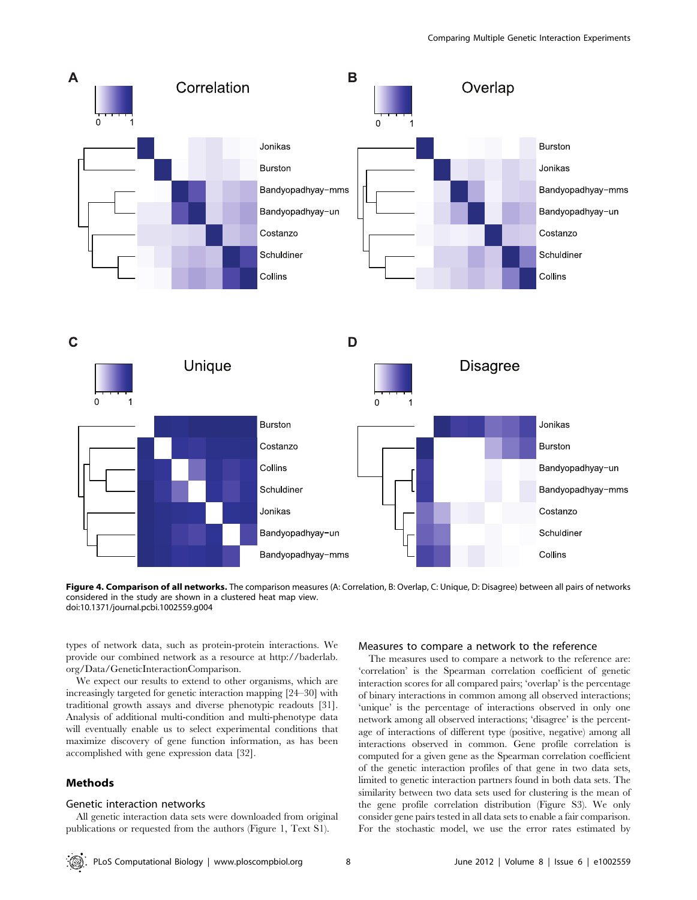**Figure 4. Comparison of all networks.** The comparison measures (A: Correlation, B: Overlap, C: Unique, D: Disagree) between all pairs of networks considered in the study are shown in a clustered heat map view.
doi:10.1371/journal.pcbi.1002559.g004

types of network data, such as protein-protein interactions. We provide our combined network as a resource at http://baderlab.org/Data/GeneticInteractionComparison.

We expect our results to extend to other organisms, which are increasingly targeted for genetic interaction mapping [24–30] with traditional growth assays and diverse phenotypic readouts [31]. Analysis of additional multi-condition and multi-phenotype data will eventually enable us to select experimental conditions that maximize discovery of gene function information, as has been accomplished with gene expression data [32].

## Methods

### Genetic interaction networks

All genetic interaction data sets were downloaded from original publications or requested from the authors (Figure 1, Text S1).

### Measures to compare a network to the reference

The measures used to compare a network to the reference are: 'correlation' is the Spearman correlation coefficient of genetic interaction scores for all compared pairs; 'overlap' is the percentage of binary interactions in common among all observed interactions; 'unique' is the percentage of interactions observed in only one network among all observed interactions; 'disagree' is the percentage of interactions of different type (positive, negative) among all interactions observed in common. Gene profile correlation is computed for a given gene as the Spearman correlation coefficient of the genetic interaction profiles of that gene in two data sets, limited to genetic interaction partners found in both data sets. The similarity between two data sets used for clustering is the mean of the gene profile correlation distribution (Figure S3). We only consider gene pairs tested in all data sets to enable a fair comparison. For the stochastic model, we use the error rates estimated by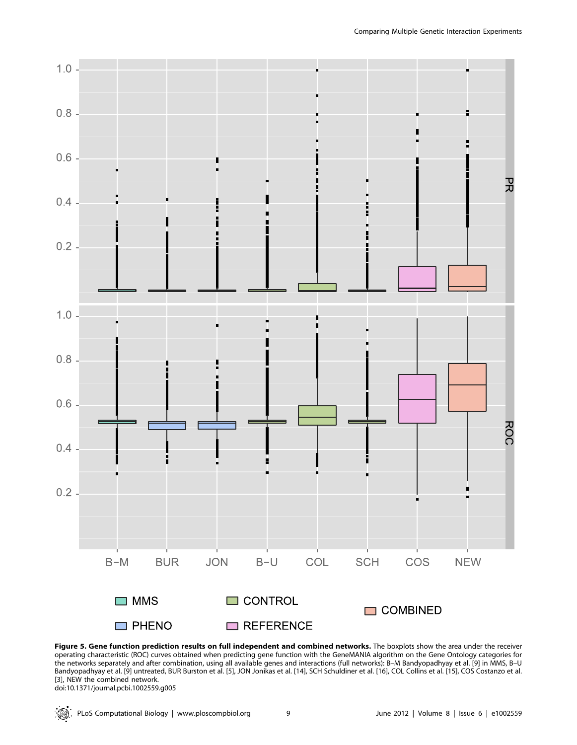**Figure 5. Gene function prediction results on full independent and combined networks.** The boxplots show the area under the receiver operating characteristic (ROC) curves obtained when predicting gene function with the GeneMANIA algorithm on the Gene Ontology categories for the networks separately and after combination, using all available genes and interactions (full networks): B–M Bandyopadhyay et al. [9] in MMS, B–U Bandyopadhyay et al. [9] untreated, BUR Burston et al. [5], JON Jonikas et al. [14], SCH Schuldiner et al. [16], COL Collins et al. [15], COS Costanzo et al. [3], NEW the combined network.

doi:10.1371/journal.pcbi.1002559.g005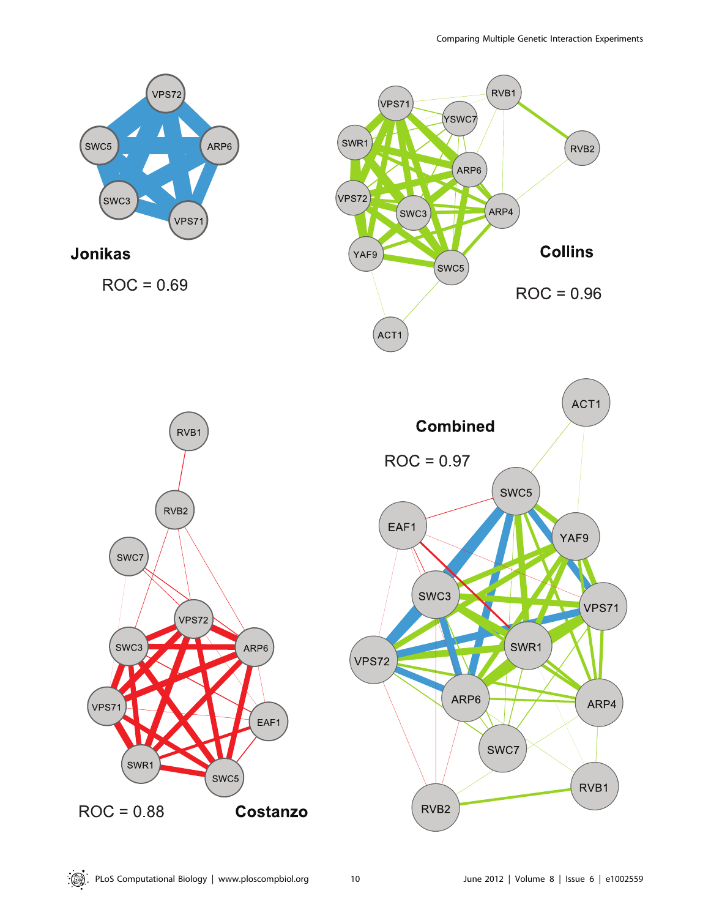Jonikas

ROC = 0.69

Collins

ROC = 0.96

Costanzo

ROC = 0.88

Combined

ROC = 0.97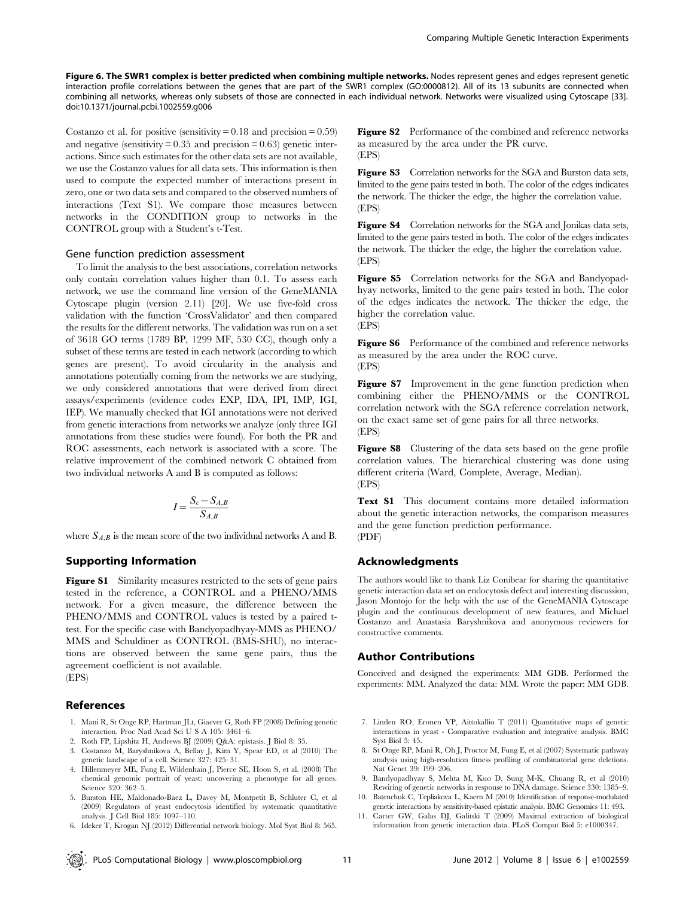**Figure 6. The SWR1 complex is better predicted when combining multiple networks.** Nodes represent genes and edges represent genetic interaction profile correlations between the genes that are part of the SWR1 complex (GO:0000812). All of its 13 subunits are connected when combining all networks, whereas only subsets of those are connected in each individual network. Networks were visualized using Cytoscape [33]. doi:10.1371/journal.pcbi.1002559.g006

Costanzo et al. for positive (sensitivity = 0.18 and precision = 0.59) and negative (sensitivity = 0.35 and precision = 0.63) genetic interactions. Since such estimates for the other data sets are not available, we use the Costanzo values for all data sets. This information is then used to compute the expected number of interactions present in zero, one or two data sets and compared to the observed numbers of interactions (Text S1). We compare those measures between networks in the CONDITION group to networks in the CONTROL group with a Student's t-Test.

### Gene function prediction assessment

To limit the analysis to the best associations, correlation networks only contain correlation values higher than 0.1. To assess each network, we use the command line version of the GeneMANIA Cytoscape plugin (version 2.11) [20]. We use five-fold cross validation with the function 'CrossValidator' and then compared the results for the different networks. The validation was run on a set of 3618 GO terms (1789 BP, 1299 MF, 530 CC), though only a subset of these terms are tested in each network (according to which genes are present). To avoid circularity in the analysis and annotations potentially coming from the networks we are studying, we only considered annotations that were derived from direct assays/experiments (evidence codes EXP, IDA, IPI, IMP, IGI, IEP). We manually checked that IGI annotations were not derived from genetic interactions from networks we analyze (only three IGI annotations from these studies were found). For both the PR and ROC assessments, each network is associated with a score. The relative improvement of the combined network C obtained from two individual networks A and B is computed as follows:

$$I = \frac{S_c - S_{A,B}}{S_{A,B}}$$

where $S_{A,B}$ is the mean score of the two individual networks A and B.

## Supporting Information

**Figure S1** Similarity measures restricted to the sets of gene pairs tested in the reference, a CONTROL and a PHENO/MMS network. For a given measure, the difference between the PHENO/MMS and CONTROL values is tested by a paired t-test. For the specific case with Bandyopadhyay-MMS as PHENO/MMS and Schuldiner as CONTROL (BMS-SHU), no interactions are observed between the same gene pairs, thus the agreement coefficient is not available.
(EPS)

**Figure S2** Performance of the combined and reference networks as measured by the area under the PR curve.
(EPS)

**Figure S3** Correlation networks for the SGA and Burston data sets, limited to the gene pairs tested in both. The color of the edges indicates the network. The thicker the edge, the higher the correlation value.
(EPS)

**Figure S4** Correlation networks for the SGA and Jonikas data sets, limited to the gene pairs tested in both. The color of the edges indicates the network. The thicker the edge, the higher the correlation value.
(EPS)

**Figure S5** Correlation networks for the SGA and Bandyopadhyay networks, limited to the gene pairs tested in both. The color of the edges indicates the network. The thicker the edge, the higher the correlation value.
(EPS)

**Figure S6** Performance of the combined and reference networks as measured by the area under the ROC curve.
(EPS)

**Figure S7** Improvement in the gene function prediction when combining either the PHENO/MMS or the CONTROL correlation network with the SGA reference correlation network, on the exact same set of gene pairs for all three networks.
(EPS)

**Figure S8** Clustering of the data sets based on the gene profile correlation values. The hierarchical clustering was done using different criteria (Ward, Complete, Average, Median).
(EPS)

**Text S1** This document contains more detailed information about the genetic interaction networks, the comparison measures and the gene function prediction performance.
(PDF)

## Acknowledgments

The authors would like to thank Liz Conibear for sharing the quantitative genetic interaction data set on endocytosis defect and interesting discussion, Jason Montojo for the help with the use of the GeneMANIA Cytoscape plugin and the continuous development of new features, and Michael Costanzo and Anastasia Baryshnikova and anonymous reviewers for constructive comments.

## Author Contributions

Conceived and designed the experiments: MM GDB. Performed the experiments: MM. Analyzed the data: MM. Wrote the paper: MM GDB.

## References

1. Mani R, St Onge RP, Hartman JLt, Giaever G, Roth FP (2008) Defining genetic interaction. Proc Natl Acad Sci U S A 105: 3461–6.
2. Roth FP, Lipshitz H, Andrews BJ (2009) Q&A: epistasis. J Biol 8: 35.
3. Costanzo M, Baryshnikova A, Bellay J, Kim Y, Spear ED, et al (2010) The genetic landscape of a cell. Science 327: 425–31.
4. Hillenmeyer ME, Fung E, Wildenhain J, Pierce SE, Hoon S, et al. (2008) The chemical genomic portrait of yeast: uncovering a phenotype for all genes. Science 320: 362–5.
5. Burston HE, Maldonado-Baez L, Davey M, Montpetit B, Schluter C, et al (2009) Regulators of yeast endocytosis identified by systematic quantitative analysis. J Cell Biol 185: 1097–110.
6. Ideker T, Krogan NJ (2012) Differential network biology. Mol Syst Biol 8: 565.
7. Linden RO, Eronen VP, Aittokallio T (2011) Quantitative maps of genetic interactions in yeast - Comparative evaluation and integrative analysis. BMC Syst Biol 5: 45.
8. St Onge RP, Mani R, Oh J, Proctor M, Fung E, et al (2007) Systematic pathway analysis using high-resolution fitness profiling of combinatorial gene deletions. Nat Genet 39: 199–206.
9. Bandyopadhyay S, Mehta M, Kuo D, Sung M-K, Chuang R, et al (2010) Rewiring of genetic networks in response to DNA damage. Science 330: 1385–9.
10. Batenchuk C, Tepliakova L, Kaern M (2010) Identification of response-modulated genetic interactions by sensitivity-based epistatic analysis. BMC Genomics 11: 493.
11. Carter GW, Galas DJ, Galitski T (2009) Maximal extraction of biological information from genetic interaction data. PLoS Comput Biol 5: e1000347.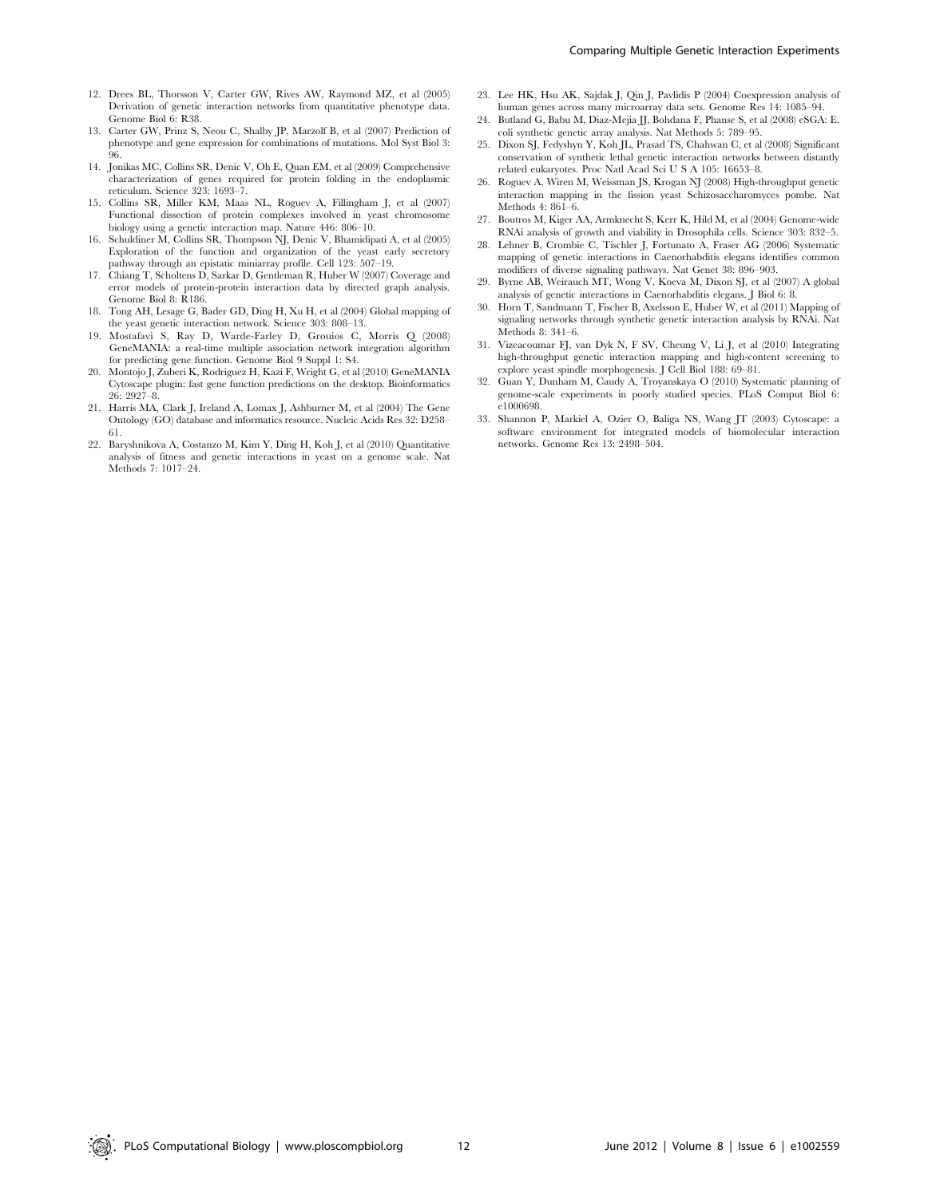12. Drees BL, Thorsson V, Carter GW, Rives AW, Raymond MZ, et al (2005) Derivation of genetic interaction networks from quantitative phenotype data. Genome Biol 6: R38.
13. Carter GW, Prinz S, Neou C, Shalby JP, Marzolf B, et al (2007) Prediction of phenotype and gene expression for combinations of mutations. Mol Syst Biol 3: 96.
14. Jonikas MC, Collins SR, Denic V, Oh E, Quan EM, et al (2009) Comprehensive characterization of genes required for protein folding in the endoplasmic reticulum. Science 323: 1693–7.
15. Collins SR, Miller KM, Maas NL, Roguev A, Fillingham J, et al (2007) Functional dissection of protein complexes involved in yeast chromosome biology using a genetic interaction map. Nature 446: 806–10.
16. Schuldiner M, Collins SR, Thompson NJ, Denic V, Bhamidipati A, et al (2005) Exploration of the function and organization of the yeast early secretory pathway through an epistatic miniarray profile. Cell 123: 507–19.
17. Chiang T, Scholtens D, Sarkar D, Gentleman R, Huber W (2007) Coverage and error models of protein-protein interaction data by directed graph analysis. Genome Biol 8: R186.
18. Tong AH, Lesage G, Bader GD, Ding H, Xu H, et al (2004) Global mapping of the yeast genetic interaction network. Science 303: 808–13.
19. Mostafavi S, Ray D, Warde-Farley D, Grouios C, Morris Q (2008) GeneMANIA: a real-time multiple association network integration algorithm for predicting gene function. Genome Biol 9 Suppl 1: S4.
20. Montojo J, Zuberi K, Rodriguez H, Kazi F, Wright G, et al (2010) GeneMANIA Cytoscape plugin: fast gene function predictions on the desktop. Bioinformatics 26: 2927–8.
21. Harris MA, Clark J, Ireland A, Lomax J, Ashburner M, et al (2004) The Gene Ontology (GO) database and informatics resource. Nucleic Acids Res 32: D258–61.
22. Baryshnikova A, Costanzo M, Kim Y, Ding H, Koh J, et al (2010) Quantitative analysis of fitness and genetic interactions in yeast on a genome scale. Nat Methods 7: 1017–24.
23. Lee HK, Hsu AK, Sajdak J, Qin J, Pavlidis P (2004) Coexpression analysis of human genes across many microarray data sets. Genome Res 14: 1085–94.
24. Butland G, Babu M, Diaz-Mejia JJ, Bohdana F, Phanse S, et al (2008) eSGA: E. coli synthetic genetic array analysis. Nat Methods 5: 789–95.
25. Dixon SJ, Fedyshyn Y, Koh JL, Prasad TS, Chahwan C, et al (2008) Significant conservation of synthetic lethal genetic interaction networks between distantly related eukaryotes. Proc Natl Acad Sci U S A 105: 16653–8.
26. Roguev A, Wiren M, Weissman JS, Krogan NJ (2008) High-throughput genetic interaction mapping in the fission yeast Schizosaccharomyces pombe. Nat Methods 4: 861–6.
27. Boutros M, Kiger AA, Armknecht S, Kerr K, Hild M, et al (2004) Genome-wide RNAi analysis of growth and viability in Drosophila cells. Science 303: 832–5.
28. Lehner B, Crombie C, Tischler J, Fortunato A, Fraser AG (2006) Systematic mapping of genetic interactions in Caenorhabditis elegans identifies common modifiers of diverse signaling pathways. Nat Genet 38: 896–903.
29. Byrne AB, Weirauch MT, Wong V, Koeva M, Dixon SJ, et al (2007) A global analysis of genetic interactions in Caenorhabditis elegans. J Biol 6: 8.
30. Horn T, Sandmann T, Fischer B, Axelsson E, Huber W, et al (2011) Mapping of signaling networks through synthetic genetic interaction analysis by RNAi. Nat Methods 8: 341–6.
31. Vizeacoumar FJ, van Dyk N, F SV, Cheung V, Li J, et al (2010) Integrating high-throughput genetic interaction mapping and high-content screening to explore yeast spindle morphogenesis. J Cell Biol 188: 69–81.
32. Guan Y, Dunham M, Caudy A, Troyanskaya O (2010) Systematic planning of genome-scale experiments in poorly studied species. PLoS Comput Biol 6: e1000698.
33. Shannon P, Markiel A, Ozier O, Baliga NS, Wang JT (2003) Cytoscape: a software environment for integrated models of biomolecular interaction networks. Genome Res 13: 2498–504.